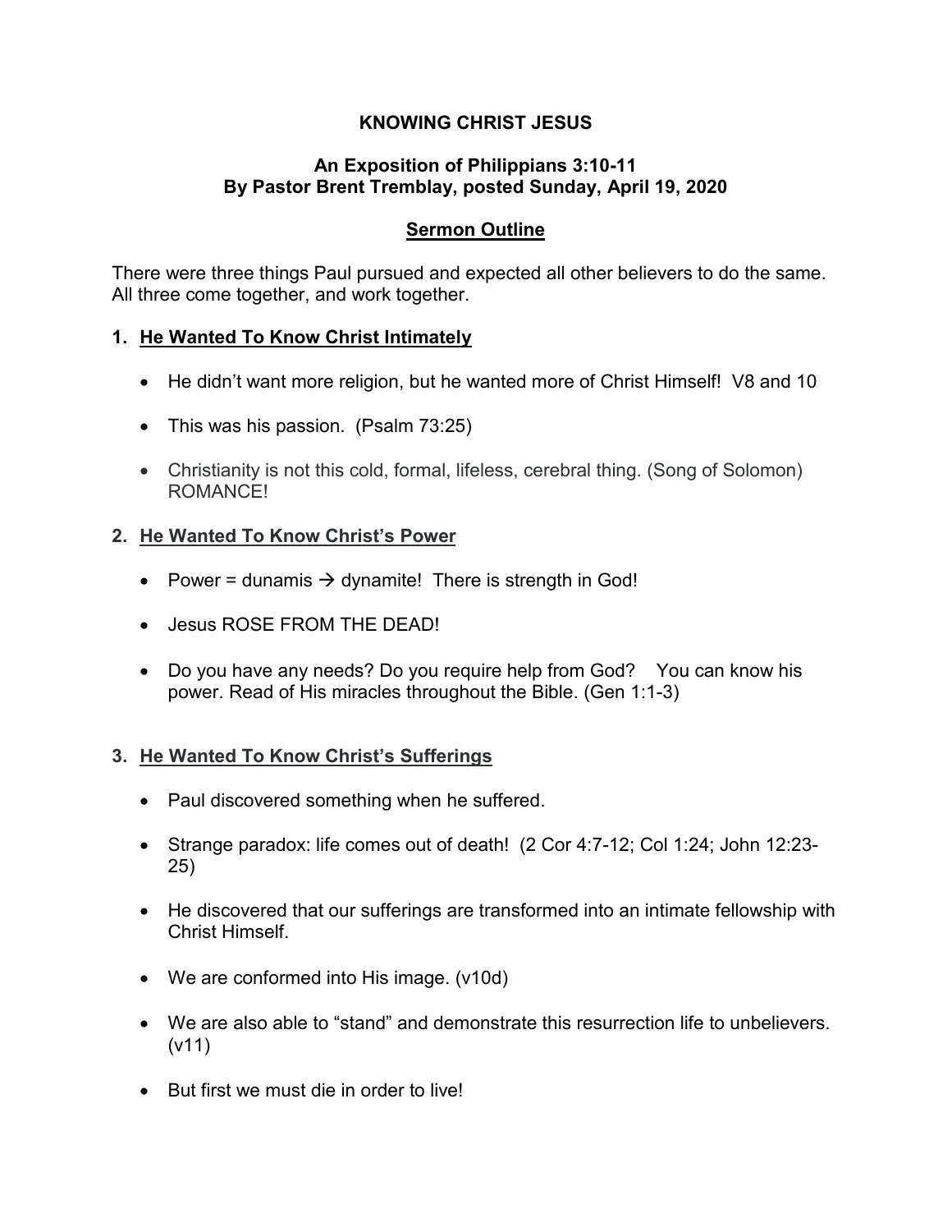# KNOWING CHRIST JESUS

## An Exposition of Philippians 3:10-11
## By Pastor Brent Tremblay, posted Sunday, April 19, 2020

## Sermon Outline

There were three things Paul pursued and expected all other believers to do the same. All three come together, and work together.

### 1. He Wanted To Know Christ Intimately

- He didn't want more religion, but he wanted more of Christ Himself! V8 and 10
- This was his passion. (Psalm 73:25)
- Christianity is not this cold, formal, lifeless, cerebral thing. (Song of Solomon) ROMANCE!

### 2. He Wanted To Know Christ's Power

- Power = dunamis → dynamite! There is strength in God!
- Jesus ROSE FROM THE DEAD!
- Do you have any needs? Do you require help from God? You can know his power. Read of His miracles throughout the Bible. (Gen 1:1-3)

### 3. He Wanted To Know Christ's Sufferings

- Paul discovered something when he suffered.
- Strange paradox: life comes out of death! (2 Cor 4:7-12; Col 1:24; John 12:23-25)
- He discovered that our sufferings are transformed into an intimate fellowship with Christ Himself.
- We are conformed into His image. (v10d)
- We are also able to "stand" and demonstrate this resurrection life to unbelievers. (v11)
- But first we must die in order to live!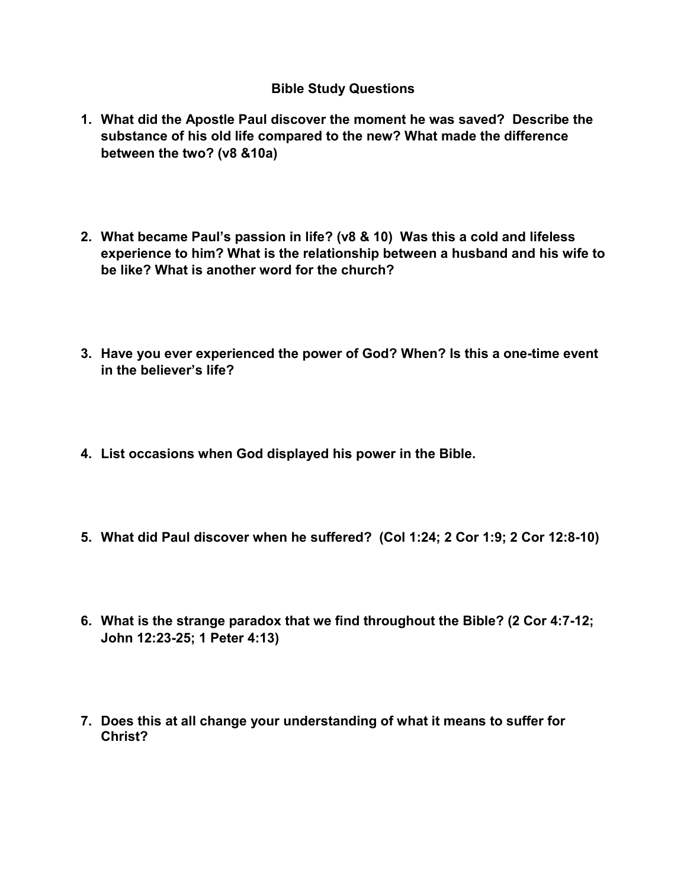# Bible Study Questions

1. **What did the Apostle Paul discover the moment he was saved? Describe the substance of his old life compared to the new? What made the difference between the two? (v8 &10a)**

2. **What became Paul's passion in life? (v8 & 10) Was this a cold and lifeless experience to him? What is the relationship between a husband and his wife to be like? What is another word for the church?**

3. **Have you ever experienced the power of God? When? Is this a one-time event in the believer's life?**

4. **List occasions when God displayed his power in the Bible.**

5. **What did Paul discover when he suffered? (Col 1:24; 2 Cor 1:9; 2 Cor 12:8-10)**

6. **What is the strange paradox that we find throughout the Bible? (2 Cor 4:7-12; John 12:23-25; 1 Peter 4:13)**

7. **Does this at all change your understanding of what it means to suffer for Christ?**